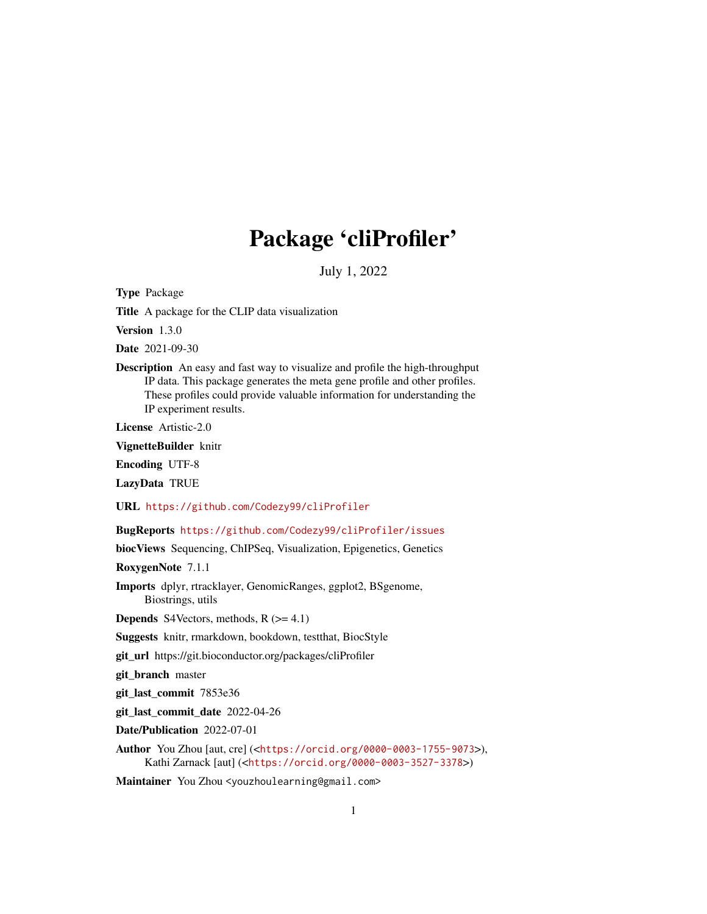# Package 'cliProfiler'

July 1, 2022

**Type** Package

**Title** A package for the CLIP data visualization

**Version** 1.3.0

**Date** 2021-09-30

**Description** An easy and fast way to visualize and profile the high-throughput IP data. This package generates the meta gene profile and other profiles. These profiles could provide valuable information for understanding the IP experiment results.

**License** Artistic-2.0

**VignetteBuilder** knitr

**Encoding** UTF-8

**LazyData** TRUE

**URL** https://github.com/Codezy99/cliProfiler

**BugReports** https://github.com/Codezy99/cliProfiler/issues

**biocViews** Sequencing, ChIPSeq, Visualization, Epigenetics, Genetics

**RoxygenNote** 7.1.1

**Imports** dplyr, rtracklayer, GenomicRanges, ggplot2, BSgenome, Biostrings, utils

**Depends** S4Vectors, methods, R (>= 4.1)

**Suggests** knitr, rmarkdown, bookdown, testthat, BiocStyle

**git_url** https://git.bioconductor.org/packages/cliProfiler

**git_branch** master

**git_last_commit** 7853e36

**git_last_commit_date** 2022-04-26

**Date/Publication** 2022-07-01

**Author** You Zhou [aut, cre] (<https://orcid.org/0000-0003-1755-9073>), Kathi Zarnack [aut] (<https://orcid.org/0000-0003-3527-3378>)

**Maintainer** You Zhou <youzhoulearning@gmail.com>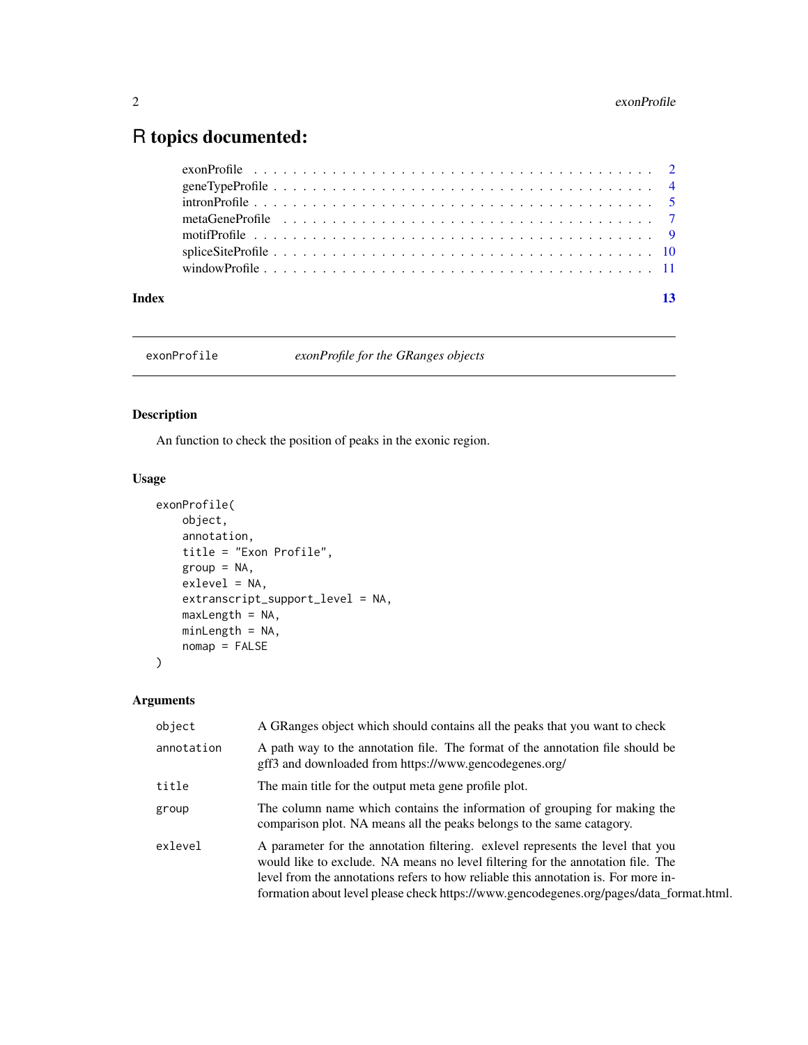# R topics documented:

exonProfile . . . . . . . . . . . . . . . . . . . . . . . . . . . . . . . . . . . . . . 2
geneTypeProfile . . . . . . . . . . . . . . . . . . . . . . . . . . . . . . . . . . . . 4
intronProfile . . . . . . . . . . . . . . . . . . . . . . . . . . . . . . . . . . . . . 5
metaGeneProfile . . . . . . . . . . . . . . . . . . . . . . . . . . . . . . . . . . . 7
motifProfile . . . . . . . . . . . . . . . . . . . . . . . . . . . . . . . . . . . . . 9
spliceSiteProfile . . . . . . . . . . . . . . . . . . . . . . . . . . . . . . . . . . 10
windowProfile . . . . . . . . . . . . . . . . . . . . . . . . . . . . . . . . . . . . 11

**Index** **13**

---

`exonProfile` *exonProfile for the GRanges objects*

---

### Description

An function to check the position of peaks in the exonic region.

### Usage

```
exonProfile(
    object,
    annotation,
    title = "Exon Profile",
    group = NA,
    exlevel = NA,
    extranscript_support_level = NA,
    maxLength = NA,
    minLength = NA,
    nomap = FALSE
)
```

### Arguments

| | |
|---|---|
| `object` | A GRanges object which should contains all the peaks that you want to check |
| `annotation` | A path way to the annotation file. The format of the annotation file should be gff3 and downloaded from https://www.gencodegenes.org/ |
| `title` | The main title for the output meta gene profile plot. |
| `group` | The column name which contains the information of grouping for making the comparison plot. NA means all the peaks belongs to the same catagory. |
| `exlevel` | A parameter for the annotation filtering. exlevel represents the level that you would like to exclude. NA means no level filtering for the annotation file. The level from the annotations refers to how reliable this annotation is. For more information about level please check https://www.gencodegenes.org/pages/data_format.html. |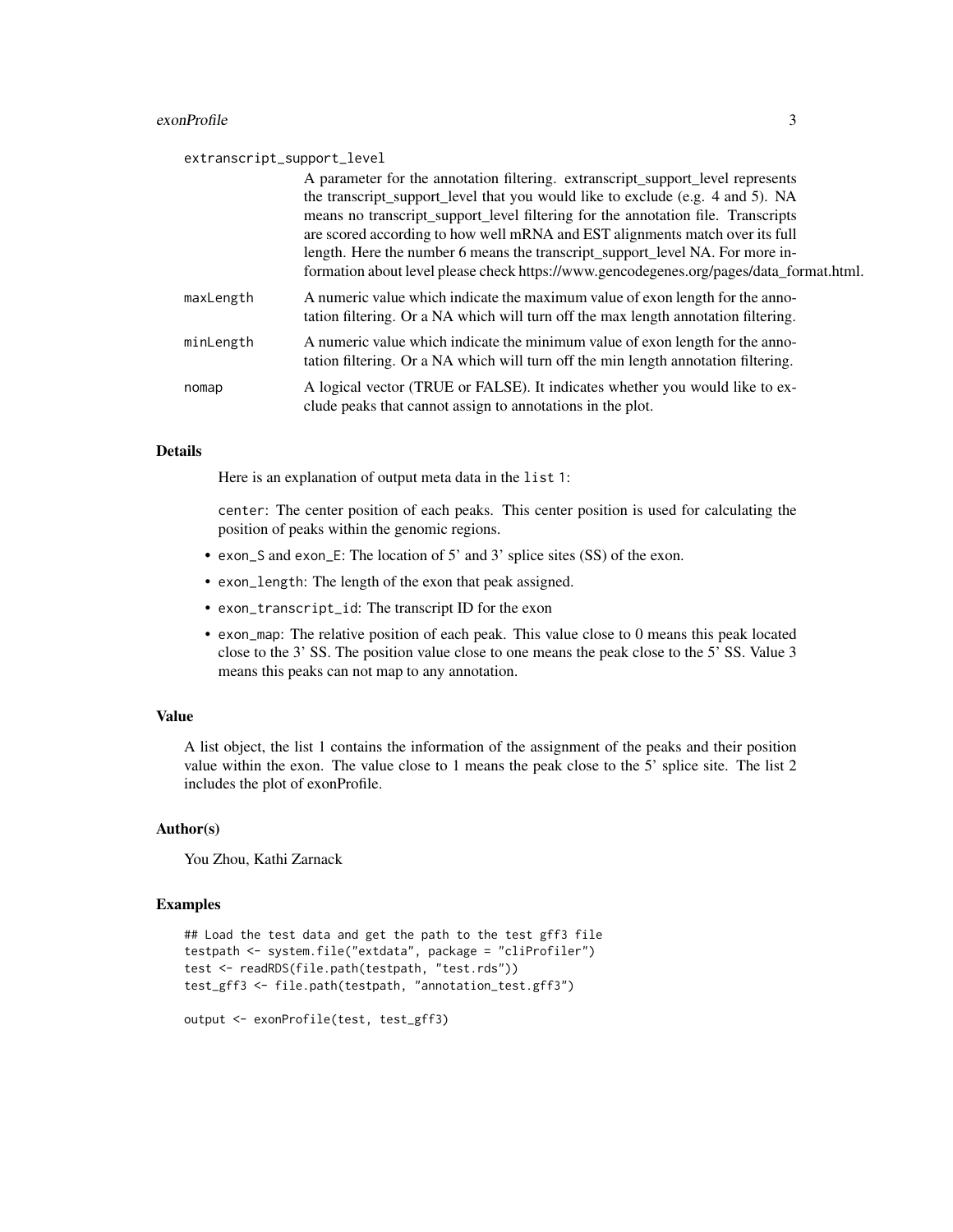extranscript_support_level
: A parameter for the annotation filtering. extranscript_support_level represents the transcript_support_level that you would like to exclude (e.g. 4 and 5). NA means no transcript_support_level filtering for the annotation file. Transcripts are scored according to how well mRNA and EST alignments match over its full length. Here the number 6 means the transcript_support_level NA. For more information about level please check https://www.gencodegenes.org/pages/data_format.html.

maxLength
: A numeric value which indicate the maximum value of exon length for the annotation filtering. Or a NA which will turn off the max length annotation filtering.

minLength
: A numeric value which indicate the minimum value of exon length for the annotation filtering. Or a NA which will turn off the min length annotation filtering.

nomap
: A logical vector (TRUE or FALSE). It indicates whether you would like to exclude peaks that cannot assign to annotations in the plot.

## Details

Here is an explanation of output meta data in the `list 1`:

`center`: The center position of each peaks. This center position is used for calculating the position of peaks within the genomic regions.

- `exon_S` and `exon_E`: The location of 5' and 3' splice sites (SS) of the exon.
- `exon_length`: The length of the exon that peak assigned.
- `exon_transcript_id`: The transcript ID for the exon
- `exon_map`: The relative position of each peak. This value close to 0 means this peak located close to the 3' SS. The position value close to one means the peak close to the 5' SS. Value 3 means this peaks can not map to any annotation.

## Value

A list object, the list 1 contains the information of the assignment of the peaks and their position value within the exon. The value close to 1 means the peak close to the 5' splice site. The list 2 includes the plot of exonProfile.

## Author(s)

You Zhou, Kathi Zarnack

## Examples

```
## Load the test data and get the path to the test gff3 file
testpath <- system.file("extdata", package = "cliProfiler")
test <- readRDS(file.path(testpath, "test.rds"))
test_gff3 <- file.path(testpath, "annotation_test.gff3")

output <- exonProfile(test, test_gff3)
```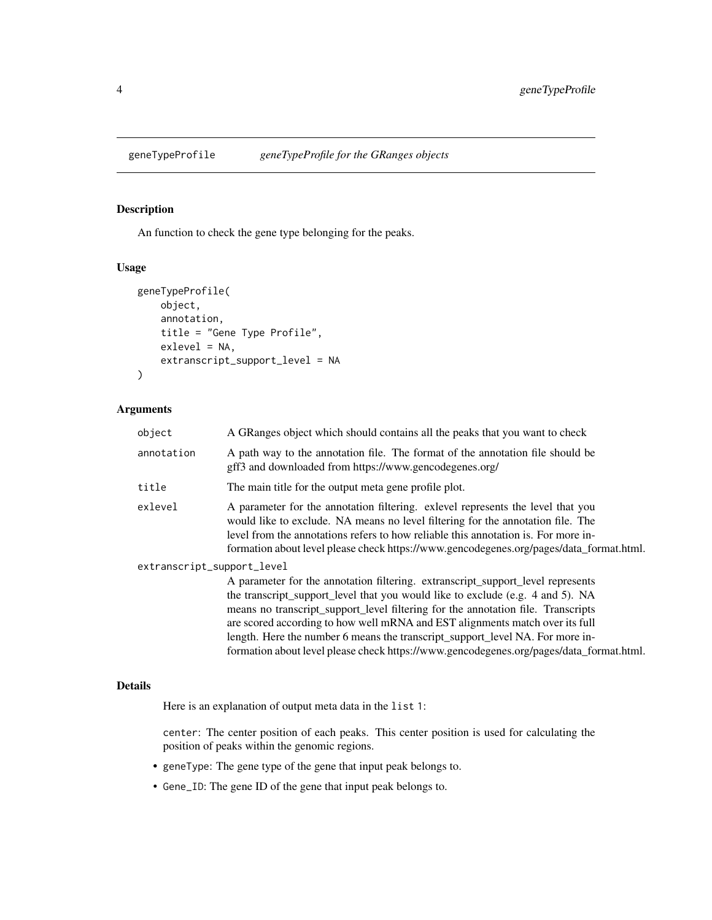## geneTypeProfile *geneTypeProfile for the GRanges objects*

### Description

An function to check the gene type belonging for the peaks.

### Usage

```
geneTypeProfile(
    object,
    annotation,
    title = "Gene Type Profile",
    exlevel = NA,
    extranscript_support_level = NA
)
```

### Arguments

| | |
|---|---|
| object | A GRanges object which should contains all the peaks that you want to check |
| annotation | A path way to the annotation file. The format of the annotation file should be gff3 and downloaded from https://www.gencodegenes.org/ |
| title | The main title for the output meta gene profile plot. |
| exlevel | A parameter for the annotation filtering. exlevel represents the level that you would like to exclude. NA means no level filtering for the annotation file. The level from the annotations refers to how reliable this annotation is. For more information about level please check https://www.gencodegenes.org/pages/data_format.html. |
| extranscript_support_level | A parameter for the annotation filtering. extranscript_support_level represents the transcript_support_level that you would like to exclude (e.g. 4 and 5). NA means no transcript_support_level filtering for the annotation file. Transcripts are scored according to how well mRNA and EST alignments match over its full length. Here the number 6 means the transcript_support_level NA. For more information about level please check https://www.gencodegenes.org/pages/data_format.html. |

### Details

Here is an explanation of output meta data in the `list 1`:

`center`: The center position of each peaks. This center position is used for calculating the position of peaks within the genomic regions.

- `geneType`: The gene type of the gene that input peak belongs to.
- `Gene_ID`: The gene ID of the gene that input peak belongs to.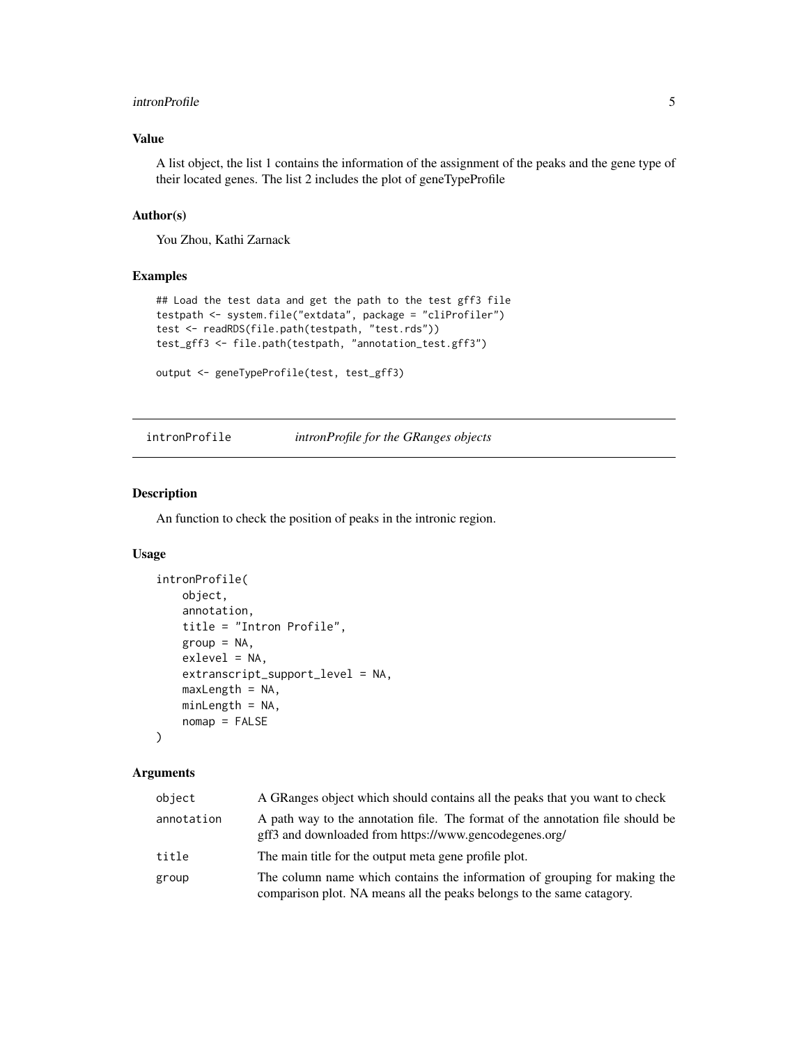### Value

A list object, the list 1 contains the information of the assignment of the peaks and the gene type of their located genes. The list 2 includes the plot of geneTypeProfile

### Author(s)

You Zhou, Kathi Zarnack

### Examples

```
## Load the test data and get the path to the test gff3 file
testpath <- system.file("extdata", package = "cliProfiler")
test <- readRDS(file.path(testpath, "test.rds"))
test_gff3 <- file.path(testpath, "annotation_test.gff3")

output <- geneTypeProfile(test, test_gff3)
```

---

## intronProfile *intronProfile for the GRanges objects*

---

### Description

An function to check the position of peaks in the intronic region.

### Usage

```
intronProfile(
    object,
    annotation,
    title = "Intron Profile",
    group = NA,
    exlevel = NA,
    extranscript_support_level = NA,
    maxLength = NA,
    minLength = NA,
    nomap = FALSE
)
```

### Arguments

| | |
|---|---|
| object | A GRanges object which should contains all the peaks that you want to check |
| annotation | A path way to the annotation file. The format of the annotation file should be gff3 and downloaded from https://www.gencodegenes.org/ |
| title | The main title for the output meta gene profile plot. |
| group | The column name which contains the information of grouping for making the comparison plot. NA means all the peaks belongs to the same catagory. |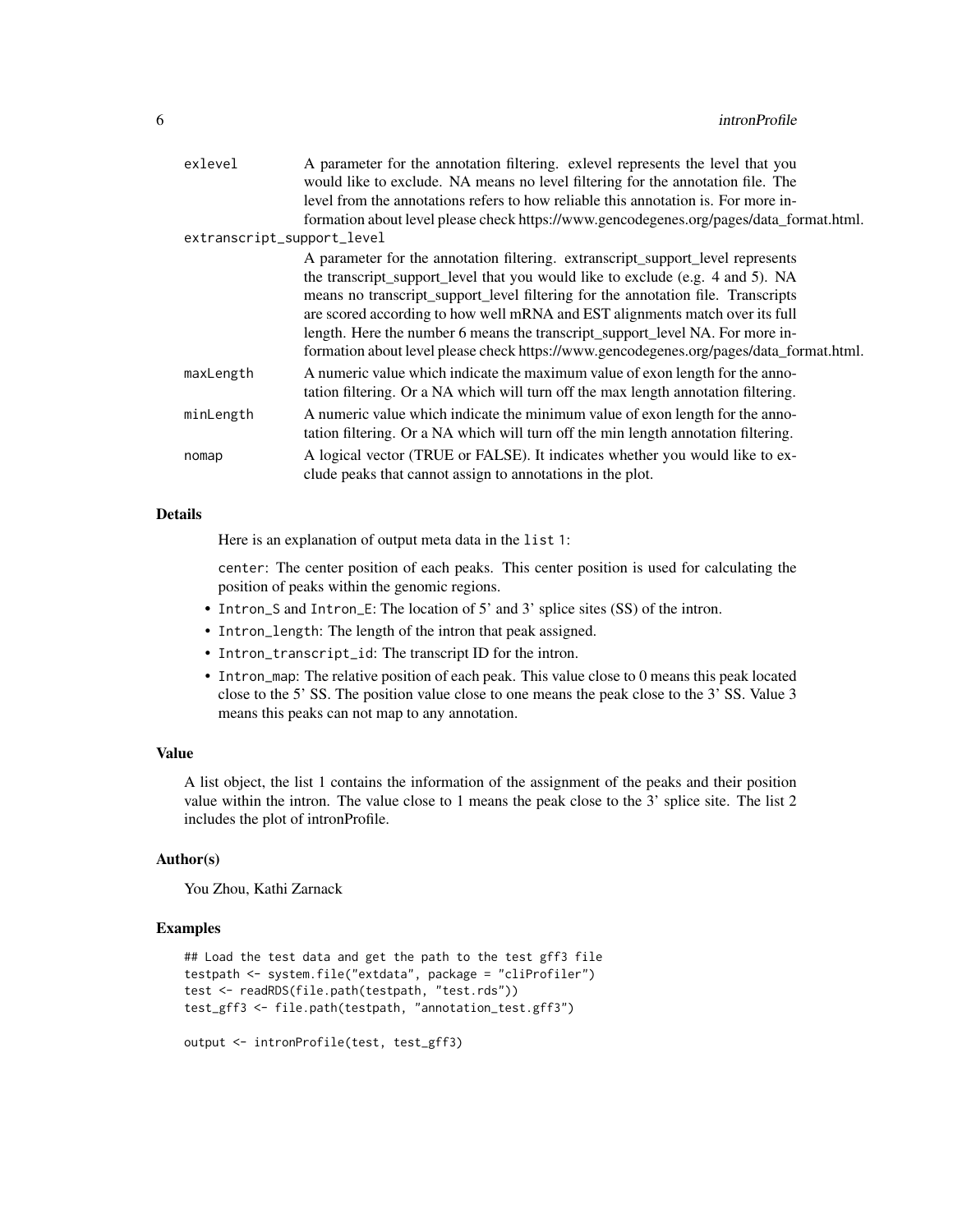exlevel
: A parameter for the annotation filtering. exlevel represents the level that you would like to exclude. NA means no level filtering for the annotation file. The level from the annotations refers to how reliable this annotation is. For more information about level please check https://www.gencodegenes.org/pages/data_format.html.

extranscript_support_level
: A parameter for the annotation filtering. extranscript_support_level represents the transcript_support_level that you would like to exclude (e.g. 4 and 5). NA means no transcript_support_level filtering for the annotation file. Transcripts are scored according to how well mRNA and EST alignments match over its full length. Here the number 6 means the transcript_support_level NA. For more information about level please check https://www.gencodegenes.org/pages/data_format.html.

maxLength
: A numeric value which indicate the maximum value of exon length for the annotation filtering. Or a NA which will turn off the max length annotation filtering.

minLength
: A numeric value which indicate the minimum value of exon length for the annotation filtering. Or a NA which will turn off the min length annotation filtering.

nomap
: A logical vector (TRUE or FALSE). It indicates whether you would like to exclude peaks that cannot assign to annotations in the plot.

## Details

Here is an explanation of output meta data in the `list 1`:

`center`: The center position of each peaks. This center position is used for calculating the position of peaks within the genomic regions.

- `Intron_S` and `Intron_E`: The location of 5' and 3' splice sites (SS) of the intron.
- `Intron_length`: The length of the intron that peak assigned.
- `Intron_transcript_id`: The transcript ID for the intron.
- `Intron_map`: The relative position of each peak. This value close to 0 means this peak located close to the 5' SS. The position value close to one means the peak close to the 3' SS. Value 3 means this peaks can not map to any annotation.

## Value

A list object, the list 1 contains the information of the assignment of the peaks and their position value within the intron. The value close to 1 means the peak close to the 3' splice site. The list 2 includes the plot of intronProfile.

## Author(s)

You Zhou, Kathi Zarnack

## Examples

```
## Load the test data and get the path to the test gff3 file
testpath <- system.file("extdata", package = "cliProfiler")
test <- readRDS(file.path(testpath, "test.rds"))
test_gff3 <- file.path(testpath, "annotation_test.gff3")

output <- intronProfile(test, test_gff3)
```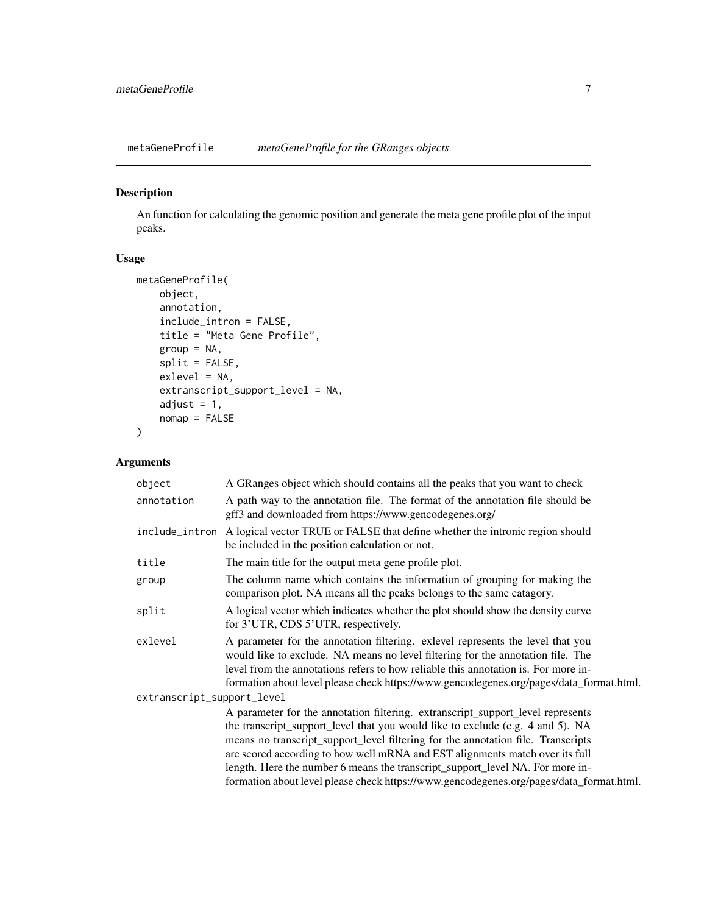## metaGeneProfile &nbsp;&nbsp;&nbsp; *metaGeneProfile for the GRanges objects*

### Description

An function for calculating the genomic position and generate the meta gene profile plot of the input peaks.

### Usage

```
metaGeneProfile(
    object,
    annotation,
    include_intron = FALSE,
    title = "Meta Gene Profile",
    group = NA,
    split = FALSE,
    exlevel = NA,
    extranscript_support_level = NA,
    adjust = 1,
    nomap = FALSE
)
```

### Arguments

| | |
|---|---|
| object | A GRanges object which should contains all the peaks that you want to check |
| annotation | A path way to the annotation file. The format of the annotation file should be gff3 and downloaded from https://www.gencodegenes.org/ |
| include_intron | A logical vector TRUE or FALSE that define whether the intronic region should be included in the position calculation or not. |
| title | The main title for the output meta gene profile plot. |
| group | The column name which contains the information of grouping for making the comparison plot. NA means all the peaks belongs to the same catagory. |
| split | A logical vector which indicates whether the plot should show the density curve for 3'UTR, CDS 5'UTR, respectively. |
| exlevel | A parameter for the annotation filtering. exlevel represents the level that you would like to exclude. NA means no level filtering for the annotation file. The level from the annotations refers to how reliable this annotation is. For more information about level please check https://www.gencodegenes.org/pages/data_format.html. |
| extranscript_support_level | A parameter for the annotation filtering. extranscript_support_level represents the transcript_support_level that you would like to exclude (e.g. 4 and 5). NA means no transcript_support_level filtering for the annotation file. Transcripts are scored according to how well mRNA and EST alignments match over its full length. Here the number 6 means the transcript_support_level NA. For more information about level please check https://www.gencodegenes.org/pages/data_format.html. |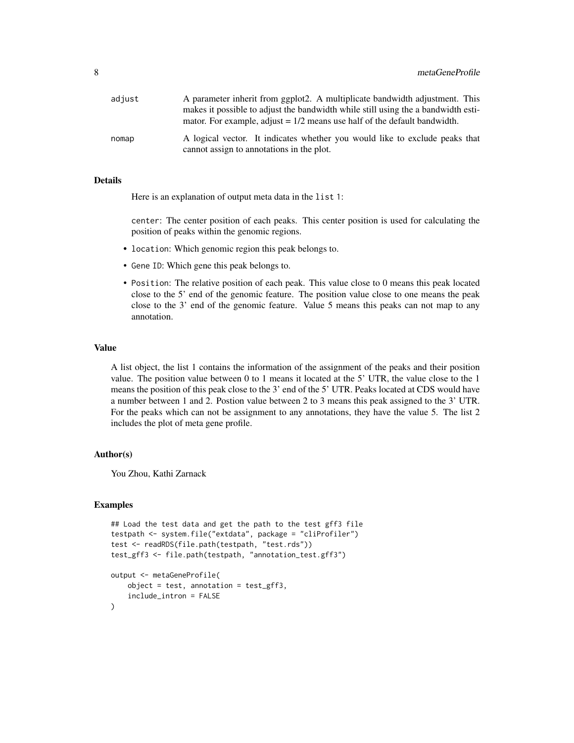adjust
: A parameter inherit from ggplot2. A multiplicate bandwidth adjustment. This makes it possible to adjust the bandwidth while still using the a bandwidth estimator. For example, adjust = 1/2 means use half of the default bandwidth.

nomap
: A logical vector. It indicates whether you would like to exclude peaks that cannot assign to annotations in the plot.

## Details

Here is an explanation of output meta data in the `list 1`:

`center`: The center position of each peaks. This center position is used for calculating the position of peaks within the genomic regions.

- `location`: Which genomic region this peak belongs to.
- `Gene ID`: Which gene this peak belongs to.
- `Position`: The relative position of each peak. This value close to 0 means this peak located close to the 5' end of the genomic feature. The position value close to one means the peak close to the 3' end of the genomic feature. Value 5 means this peaks can not map to any annotation.

## Value

A list object, the list 1 contains the information of the assignment of the peaks and their position value. The position value between 0 to 1 means it located at the 5' UTR, the value close to the 1 means the position of this peak close to the 3' end of the 5' UTR. Peaks located at CDS would have a number between 1 and 2. Postion value between 2 to 3 means this peak assigned to the 3' UTR. For the peaks which can not be assignment to any annotations, they have the value 5. The list 2 includes the plot of meta gene profile.

## Author(s)

You Zhou, Kathi Zarnack

## Examples

```
## Load the test data and get the path to the test gff3 file
testpath <- system.file("extdata", package = "cliProfiler")
test <- readRDS(file.path(testpath, "test.rds"))
test_gff3 <- file.path(testpath, "annotation_test.gff3")

output <- metaGeneProfile(
    object = test, annotation = test_gff3,
    include_intron = FALSE
)
```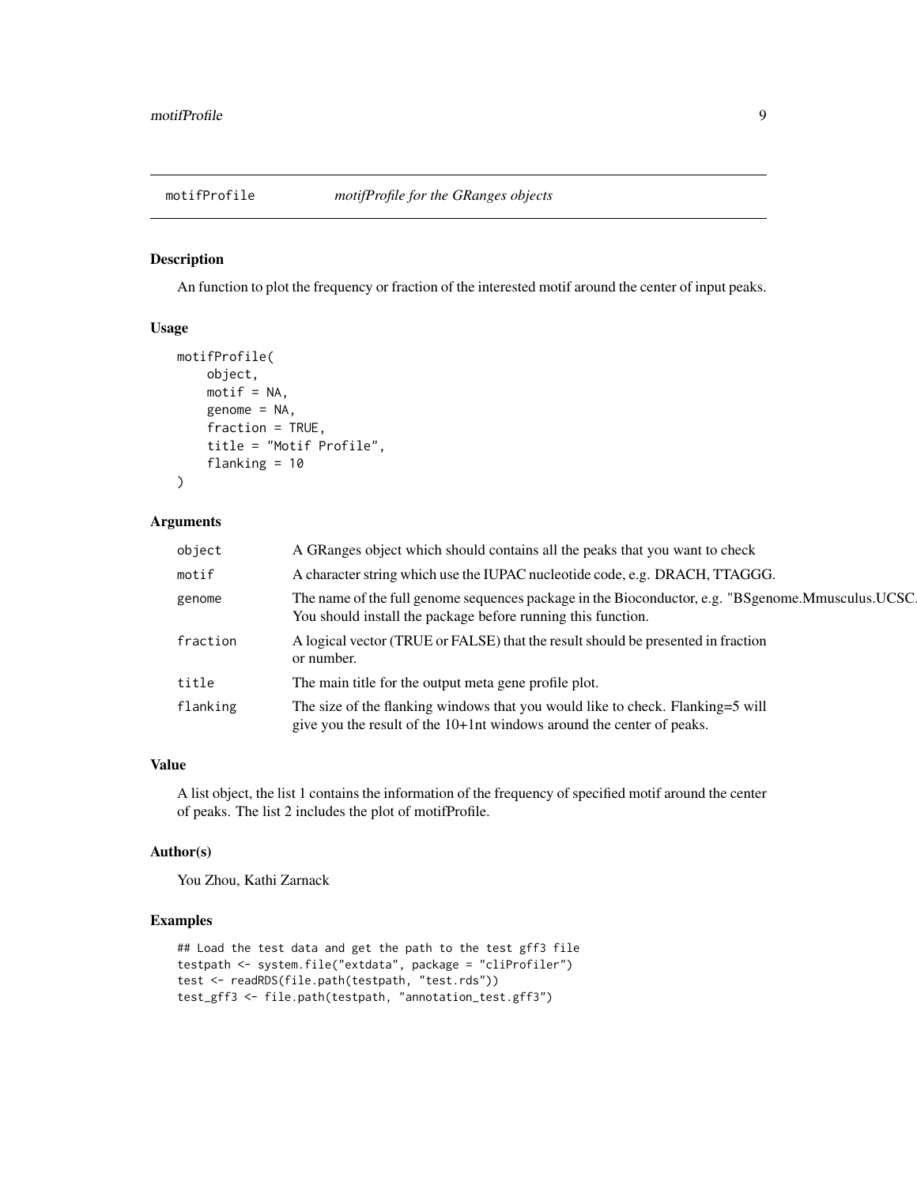## motifProfile    *motifProfile for the GRanges objects*

### Description

An function to plot the frequency or fraction of the interested motif around the center of input peaks.

### Usage

```
motifProfile(
    object,
    motif = NA,
    genome = NA,
    fraction = TRUE,
    title = "Motif Profile",
    flanking = 10
)
```

### Arguments

| | |
|---|---|
| object | A GRanges object which should contains all the peaks that you want to check |
| motif | A character string which use the IUPAC nucleotide code, e.g. DRACH, TTAGGG. |
| genome | The name of the full genome sequences package in the Bioconductor, e.g. "BSgenome.Mmusculus.UCSC. You should install the package before running this function. |
| fraction | A logical vector (TRUE or FALSE) that the result should be presented in fraction or number. |
| title | The main title for the output meta gene profile plot. |
| flanking | The size of the flanking windows that you would like to check. Flanking=5 will give you the result of the 10+1nt windows around the center of peaks. |

### Value

A list object, the list 1 contains the information of the frequency of specified motif around the center of peaks. The list 2 includes the plot of motifProfile.

### Author(s)

You Zhou, Kathi Zarnack

### Examples

```
## Load the test data and get the path to the test gff3 file
testpath <- system.file("extdata", package = "cliProfiler")
test <- readRDS(file.path(testpath, "test.rds"))
test_gff3 <- file.path(testpath, "annotation_test.gff3")
```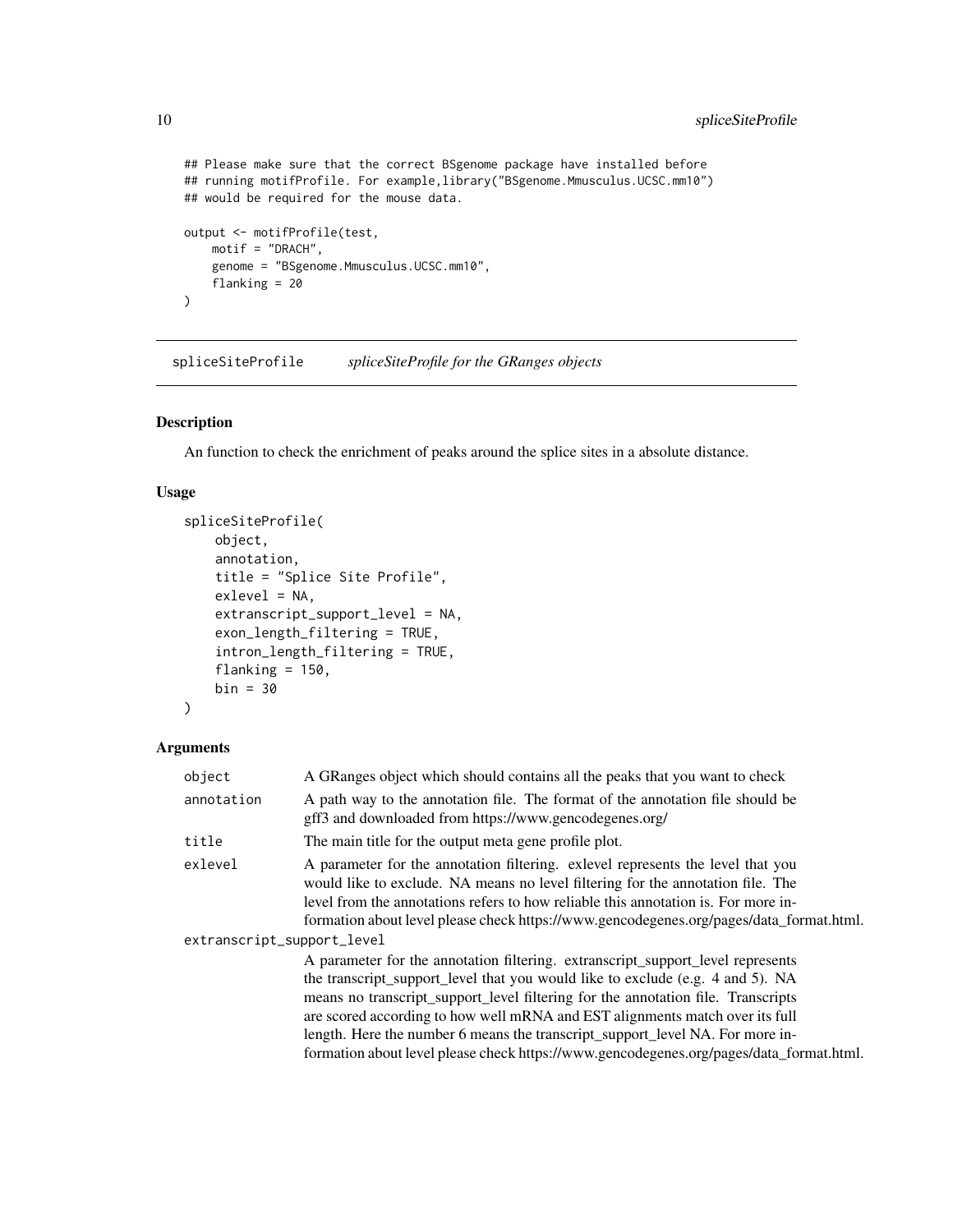```
## Please make sure that the correct BSgenome package have installed before
## running motifProfile. For example,library("BSgenome.Mmusculus.UCSC.mm10")
## would be required for the mouse data.

output <- motifProfile(test,
    motif = "DRACH",
    genome = "BSgenome.Mmusculus.UCSC.mm10",
    flanking = 20
)
```

## spliceSiteProfile — *spliceSiteProfile for the GRanges objects*

### Description

An function to check the enrichment of peaks around the splice sites in a absolute distance.

### Usage

```
spliceSiteProfile(
    object,
    annotation,
    title = "Splice Site Profile",
    exlevel = NA,
    extranscript_support_level = NA,
    exon_length_filtering = TRUE,
    intron_length_filtering = TRUE,
    flanking = 150,
    bin = 30
)
```

### Arguments

`object` — A GRanges object which should contains all the peaks that you want to check

`annotation` — A path way to the annotation file. The format of the annotation file should be gff3 and downloaded from https://www.gencodegenes.org/

`title` — The main title for the output meta gene profile plot.

`exlevel` — A parameter for the annotation filtering. exlevel represents the level that you would like to exclude. NA means no level filtering for the annotation file. The level from the annotations refers to how reliable this annotation is. For more information about level please check https://www.gencodegenes.org/pages/data_format.html.

`extranscript_support_level` — A parameter for the annotation filtering. extranscript_support_level represents the transcript_support_level that you would like to exclude (e.g. 4 and 5). NA means no transcript_support_level filtering for the annotation file. Transcripts are scored according to how well mRNA and EST alignments match over its full length. Here the number 6 means the transcript_support_level NA. For more information about level please check https://www.gencodegenes.org/pages/data_format.html.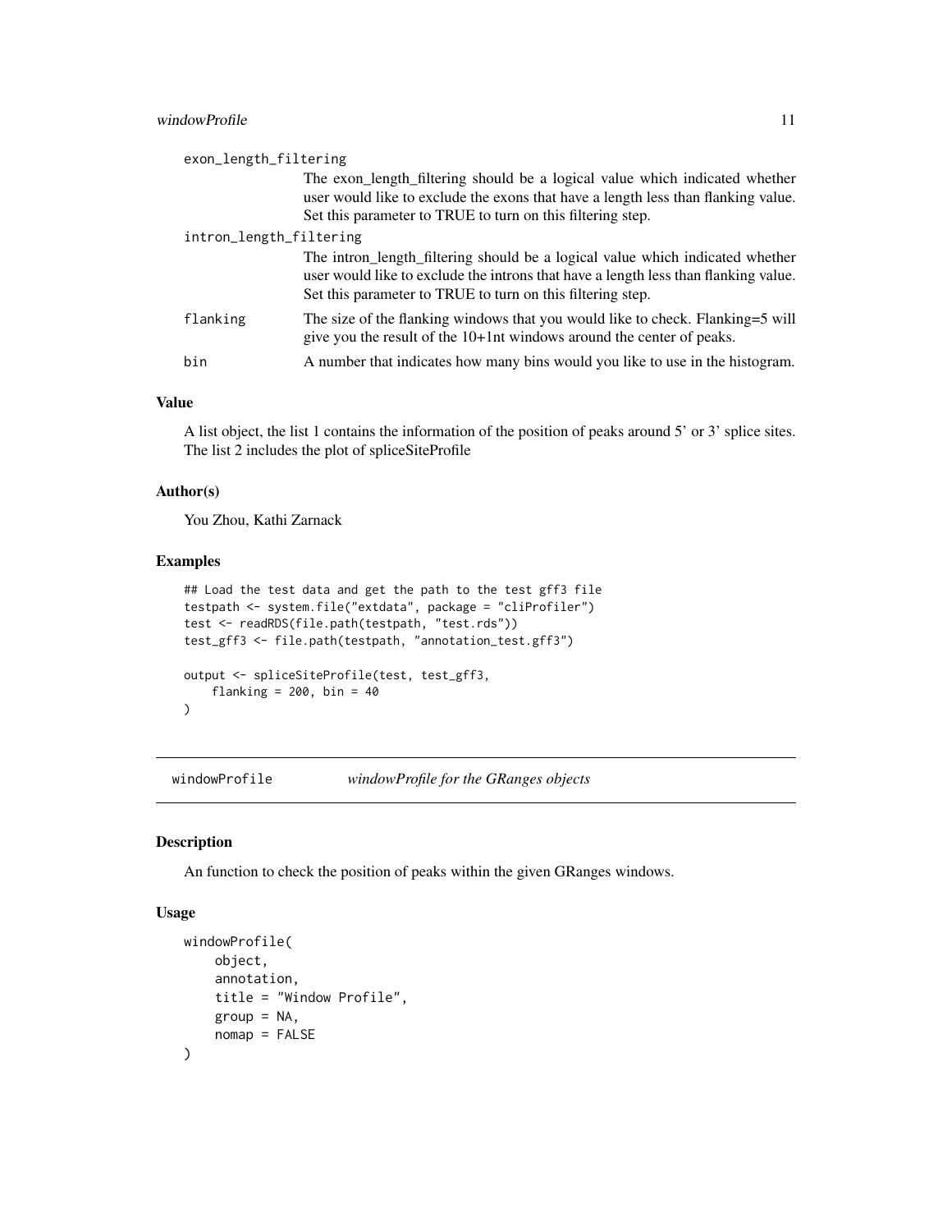exon_length_filtering
: The exon_length_filtering should be a logical value which indicated whether user would like to exclude the exons that have a length less than flanking value. Set this parameter to TRUE to turn on this filtering step.

intron_length_filtering
: The intron_length_filtering should be a logical value which indicated whether user would like to exclude the introns that have a length less than flanking value. Set this parameter to TRUE to turn on this filtering step.

flanking
: The size of the flanking windows that you would like to check. Flanking=5 will give you the result of the 10+1nt windows around the center of peaks.

bin
: A number that indicates how many bins would you like to use in the histogram.

### Value

A list object, the list 1 contains the information of the position of peaks around 5' or 3' splice sites. The list 2 includes the plot of spliceSiteProfile

### Author(s)

You Zhou, Kathi Zarnack

### Examples

```
## Load the test data and get the path to the test gff3 file
testpath <- system.file("extdata", package = "cliProfiler")
test <- readRDS(file.path(testpath, "test.rds"))
test_gff3 <- file.path(testpath, "annotation_test.gff3")

output <- spliceSiteProfile(test, test_gff3,
    flanking = 200, bin = 40
)
```

---

## windowProfile &nbsp;&nbsp;&nbsp; *windowProfile for the GRanges objects*

### Description

An function to check the position of peaks within the given GRanges windows.

### Usage

```
windowProfile(
    object,
    annotation,
    title = "Window Profile",
    group = NA,
    nomap = FALSE
)
```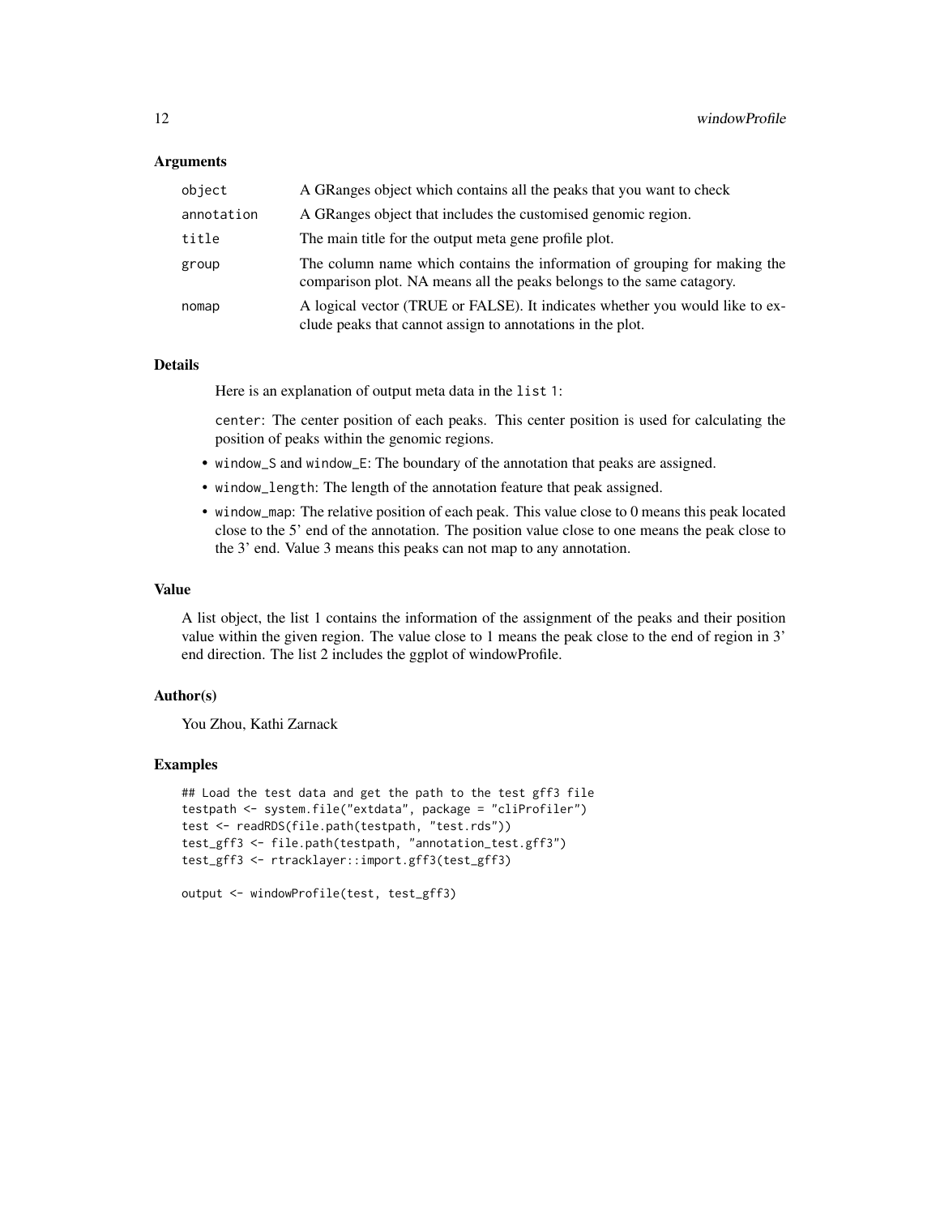## Arguments

| | |
|---|---|
| `object` | A GRanges object which contains all the peaks that you want to check |
| `annotation` | A GRanges object that includes the customised genomic region. |
| `title` | The main title for the output meta gene profile plot. |
| `group` | The column name which contains the information of grouping for making the comparison plot. NA means all the peaks belongs to the same catagory. |
| `nomap` | A logical vector (TRUE or FALSE). It indicates whether you would like to exclude peaks that cannot assign to annotations in the plot. |

## Details

Here is an explanation of output meta data in the `list 1`:

`center`: The center position of each peaks. This center position is used for calculating the position of peaks within the genomic regions.

- `window_S` and `window_E`: The boundary of the annotation that peaks are assigned.
- `window_length`: The length of the annotation feature that peak assigned.
- `window_map`: The relative position of each peak. This value close to 0 means this peak located close to the 5' end of the annotation. The position value close to one means the peak close to the 3' end. Value 3 means this peaks can not map to any annotation.

## Value

A list object, the list 1 contains the information of the assignment of the peaks and their position value within the given region. The value close to 1 means the peak close to the end of region in 3' end direction. The list 2 includes the ggplot of windowProfile.

## Author(s)

You Zhou, Kathi Zarnack

## Examples

```
## Load the test data and get the path to the test gff3 file
testpath <- system.file("extdata", package = "cliProfiler")
test <- readRDS(file.path(testpath, "test.rds"))
test_gff3 <- file.path(testpath, "annotation_test.gff3")
test_gff3 <- rtracklayer::import.gff3(test_gff3)

output <- windowProfile(test, test_gff3)
```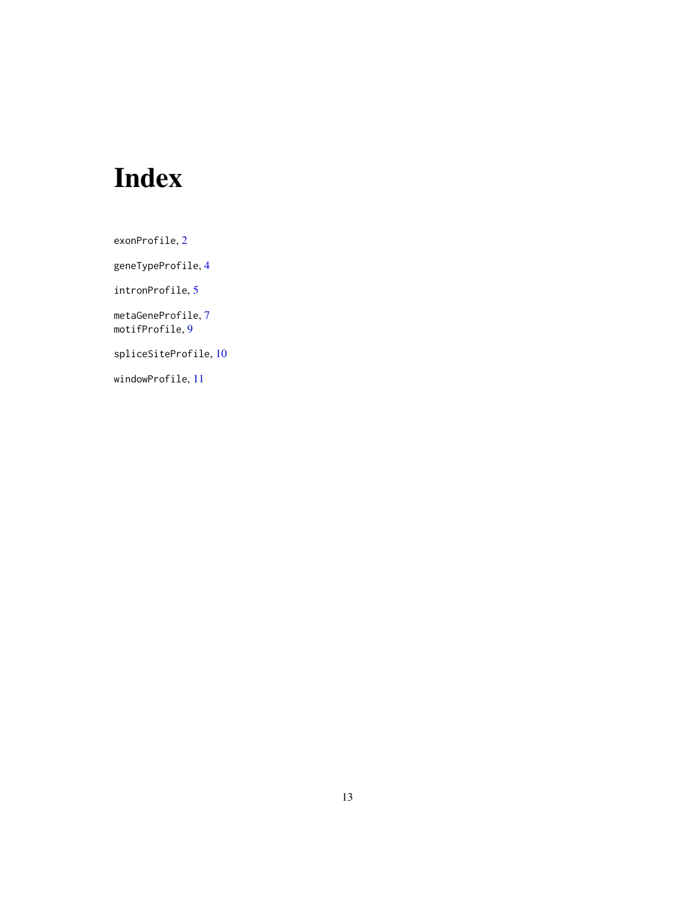# Index

exonProfile, 2

geneTypeProfile, 4

intronProfile, 5

metaGeneProfile, 7
motifProfile, 9

spliceSiteProfile, 10

windowProfile, 11